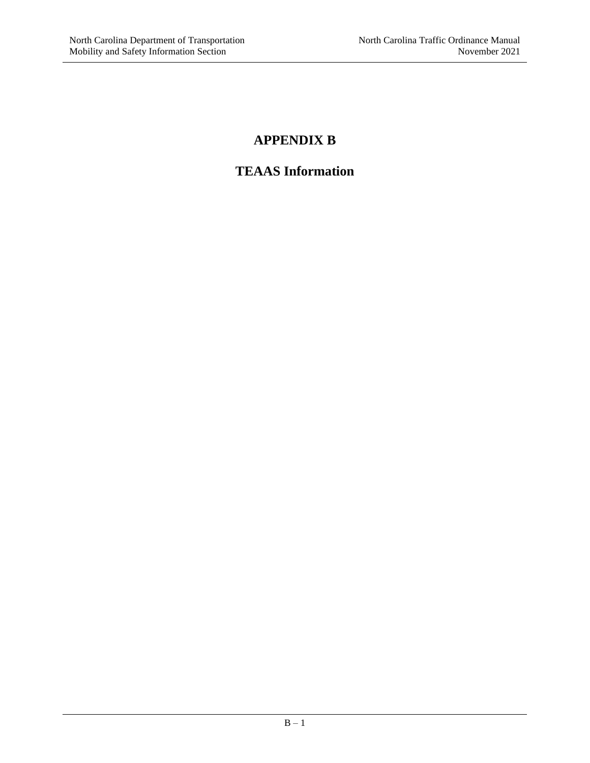# APPENDIX B

# TEAAS Information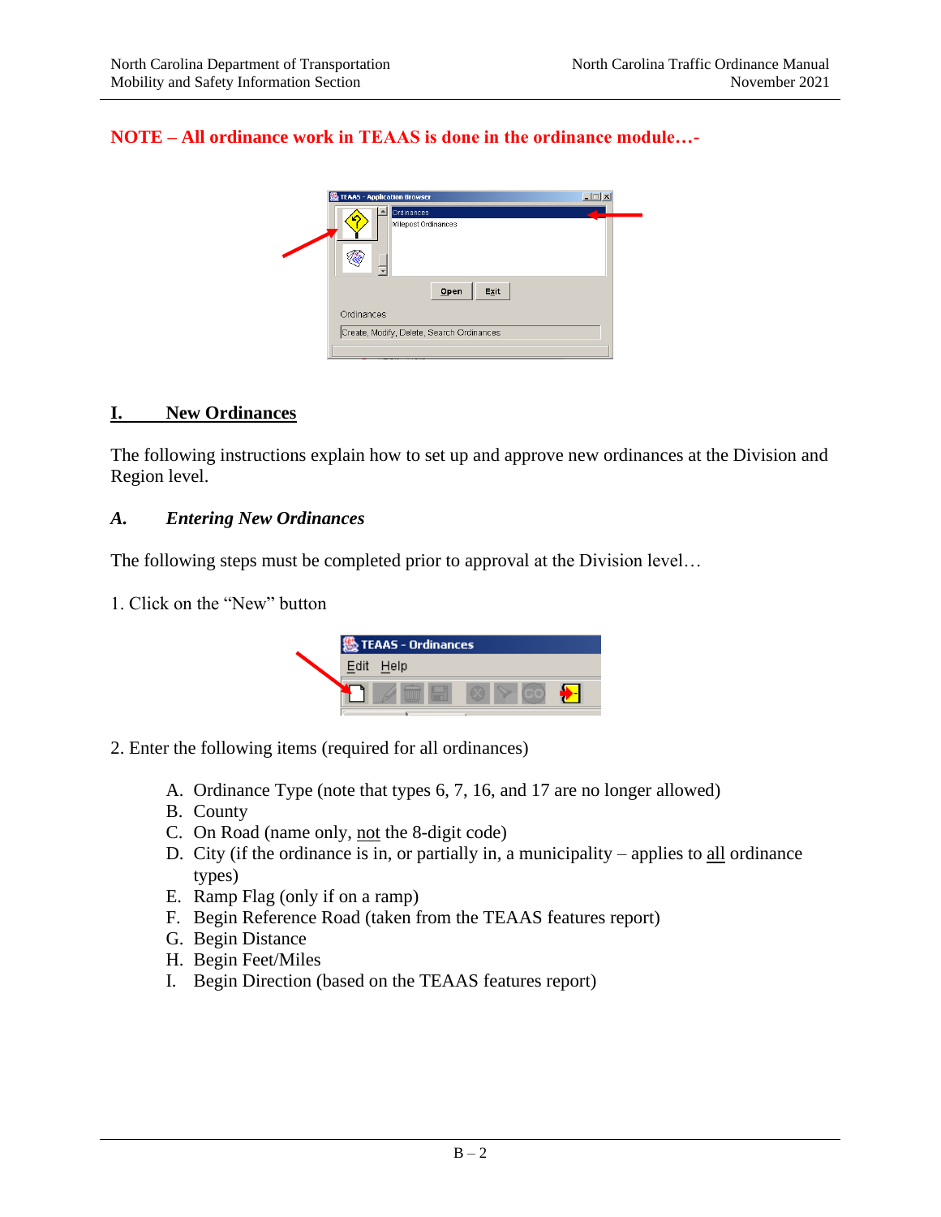**NOTE – All ordinance work in TEAAS is done in the ordinance module…-**

## I. New Ordinances

The following instructions explain how to set up and approve new ordinances at the Division and Region level.

### *A. Entering New Ordinances*

The following steps must be completed prior to approval at the Division level…

1. Click on the “New” button

2. Enter the following items (required for all ordinances)

   A. Ordinance Type (note that types 6, 7, 16, and 17 are no longer allowed)
   B. County
   C. On Road (name only, not the 8-digit code)
   D. City (if the ordinance is in, or partially in, a municipality – applies to all ordinance types)
   E. Ramp Flag (only if on a ramp)
   F. Begin Reference Road (taken from the TEAAS features report)
   G. Begin Distance
   H. Begin Feet/Miles
   I. Begin Direction (based on the TEAAS features report)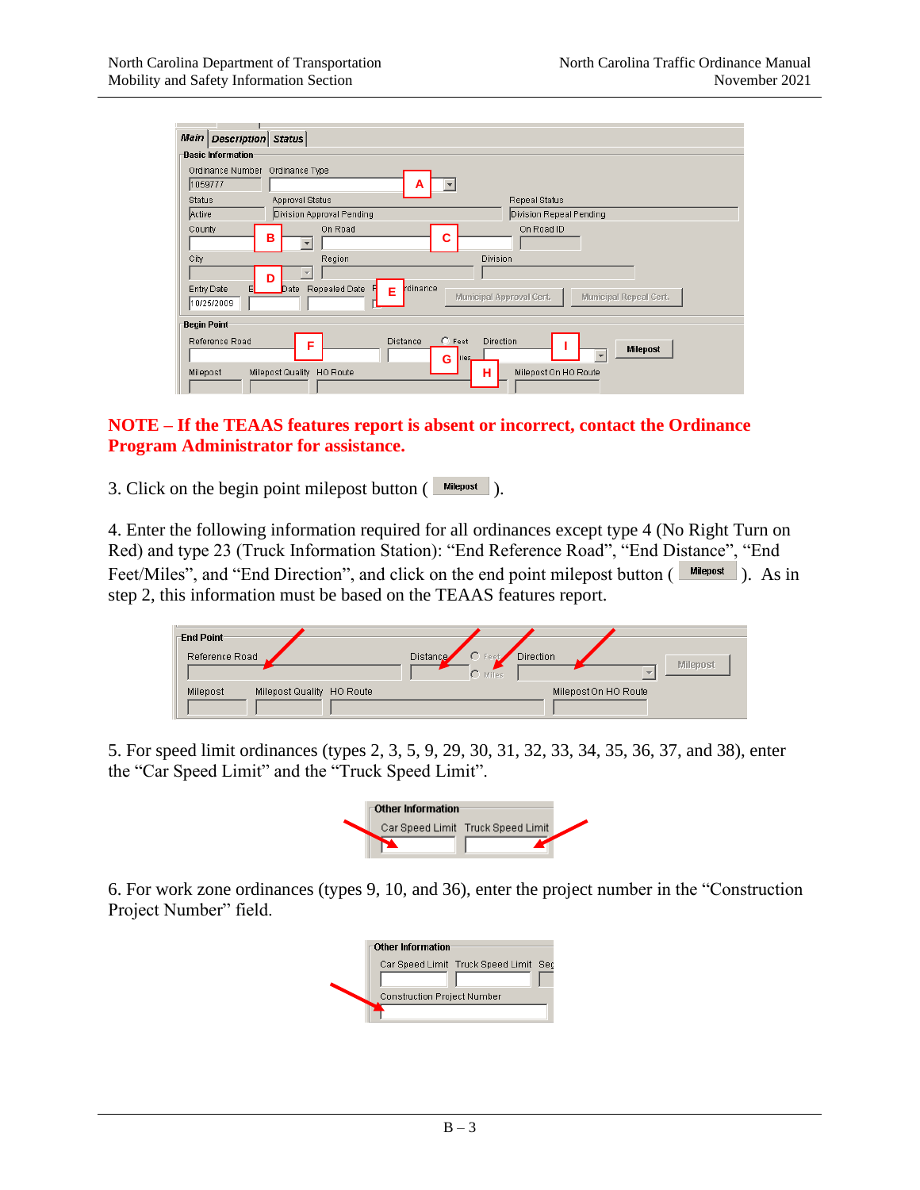**NOTE – If the TEAAS features report is absent or incorrect, contact the Ordinance Program Administrator for assistance.**

3. Click on the begin point milepost button ( Milepost ).

4. Enter the following information required for all ordinances except type 4 (No Right Turn on Red) and type 23 (Truck Information Station): "End Reference Road", "End Distance", "End Feet/Miles", and "End Direction", and click on the end point milepost button ( Milepost ). As in step 2, this information must be based on the TEAAS features report.

5. For speed limit ordinances (types 2, 3, 5, 9, 29, 30, 31, 32, 33, 34, 35, 36, 37, and 38), enter the "Car Speed Limit" and the "Truck Speed Limit".

6. For work zone ordinances (types 9, 10, and 36), enter the project number in the "Construction Project Number" field.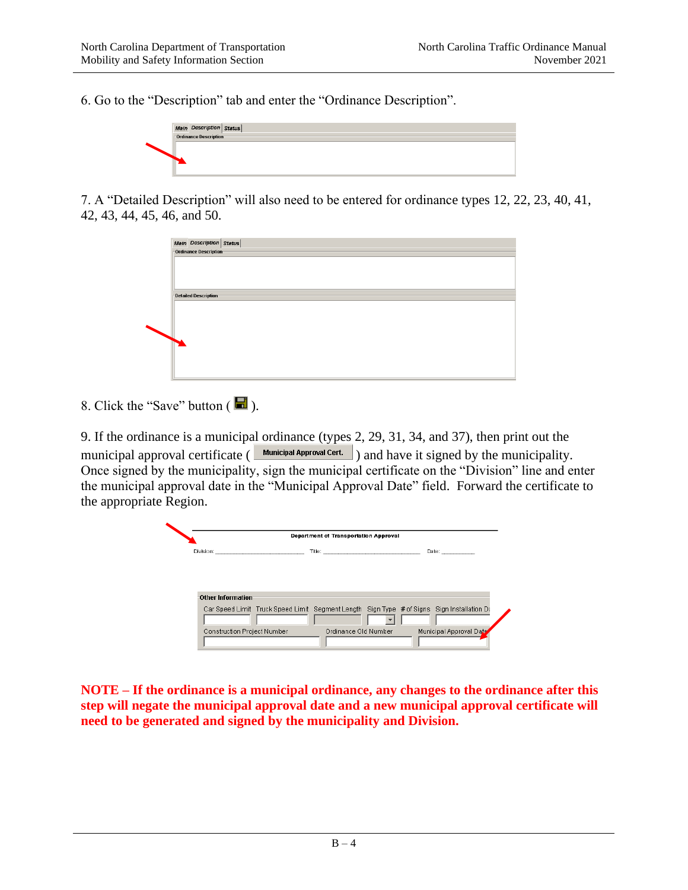6. Go to the "Description" tab and enter the "Ordinance Description".

7. A "Detailed Description" will also need to be entered for ordinance types 12, 22, 23, 40, 41, 42, 43, 44, 45, 46, and 50.

8. Click the "Save" button ( ).

9. If the ordinance is a municipal ordinance (types 2, 29, 31, 34, and 37), then print out the municipal approval certificate ( Municipal Approval Cert. ) and have it signed by the municipality. Once signed by the municipality, sign the municipal certificate on the "Division" line and enter the municipal approval date in the "Municipal Approval Date" field. Forward the certificate to the appropriate Region.

**NOTE – If the ordinance is a municipal ordinance, any changes to the ordinance after this step will negate the municipal approval date and a new municipal approval certificate will need to be generated and signed by the municipality and Division.**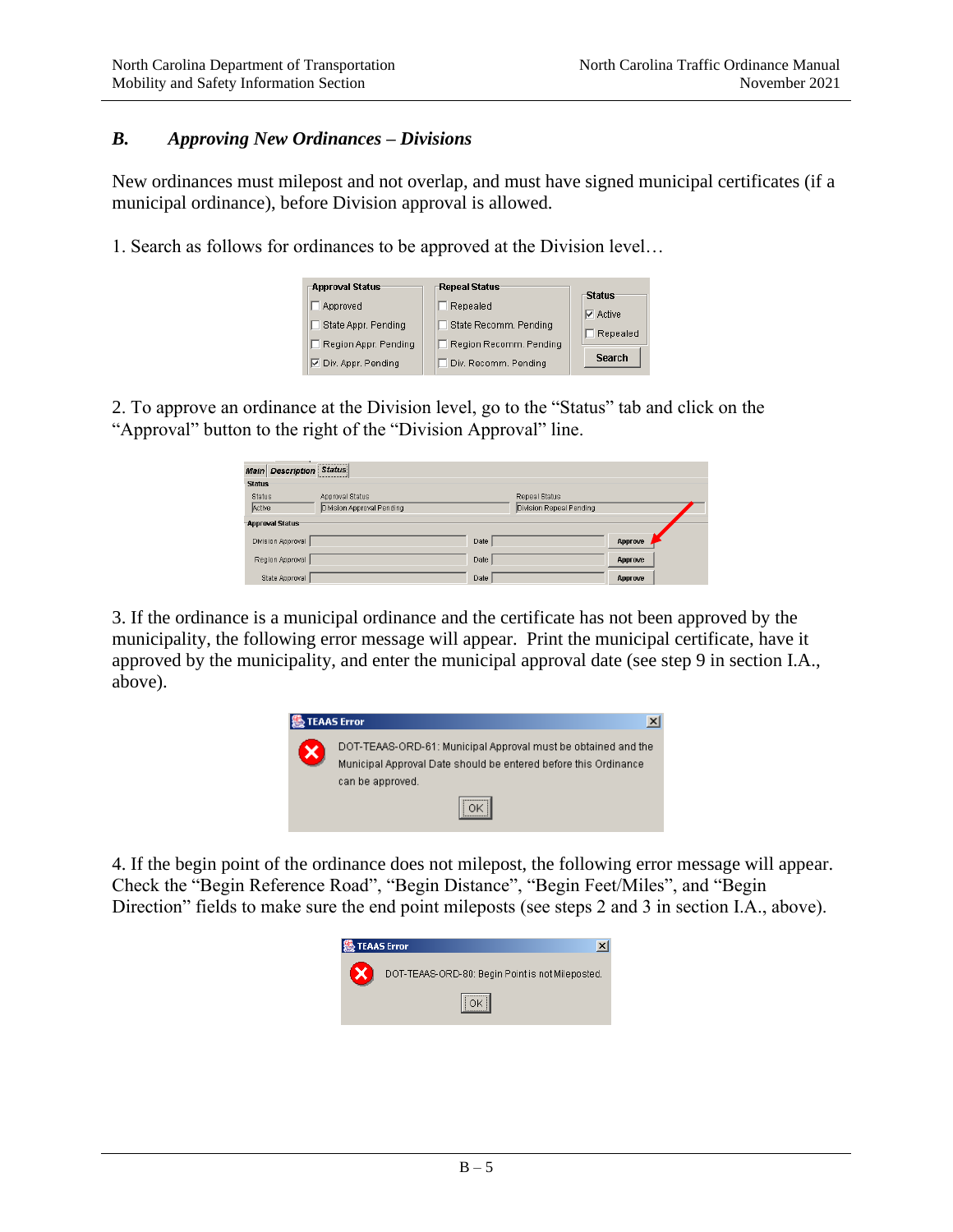### *B. Approving New Ordinances – Divisions*

New ordinances must milepost and not overlap, and must have signed municipal certificates (if a municipal ordinance), before Division approval is allowed.

1. Search as follows for ordinances to be approved at the Division level…

2. To approve an ordinance at the Division level, go to the "Status" tab and click on the "Approval" button to the right of the "Division Approval" line.

3. If the ordinance is a municipal ordinance and the certificate has not been approved by the municipality, the following error message will appear. Print the municipal certificate, have it approved by the municipality, and enter the municipal approval date (see step 9 in section I.A., above).

4. If the begin point of the ordinance does not milepost, the following error message will appear. Check the "Begin Reference Road", "Begin Distance", "Begin Feet/Miles", and "Begin Direction" fields to make sure the end point mileposts (see steps 2 and 3 in section I.A., above).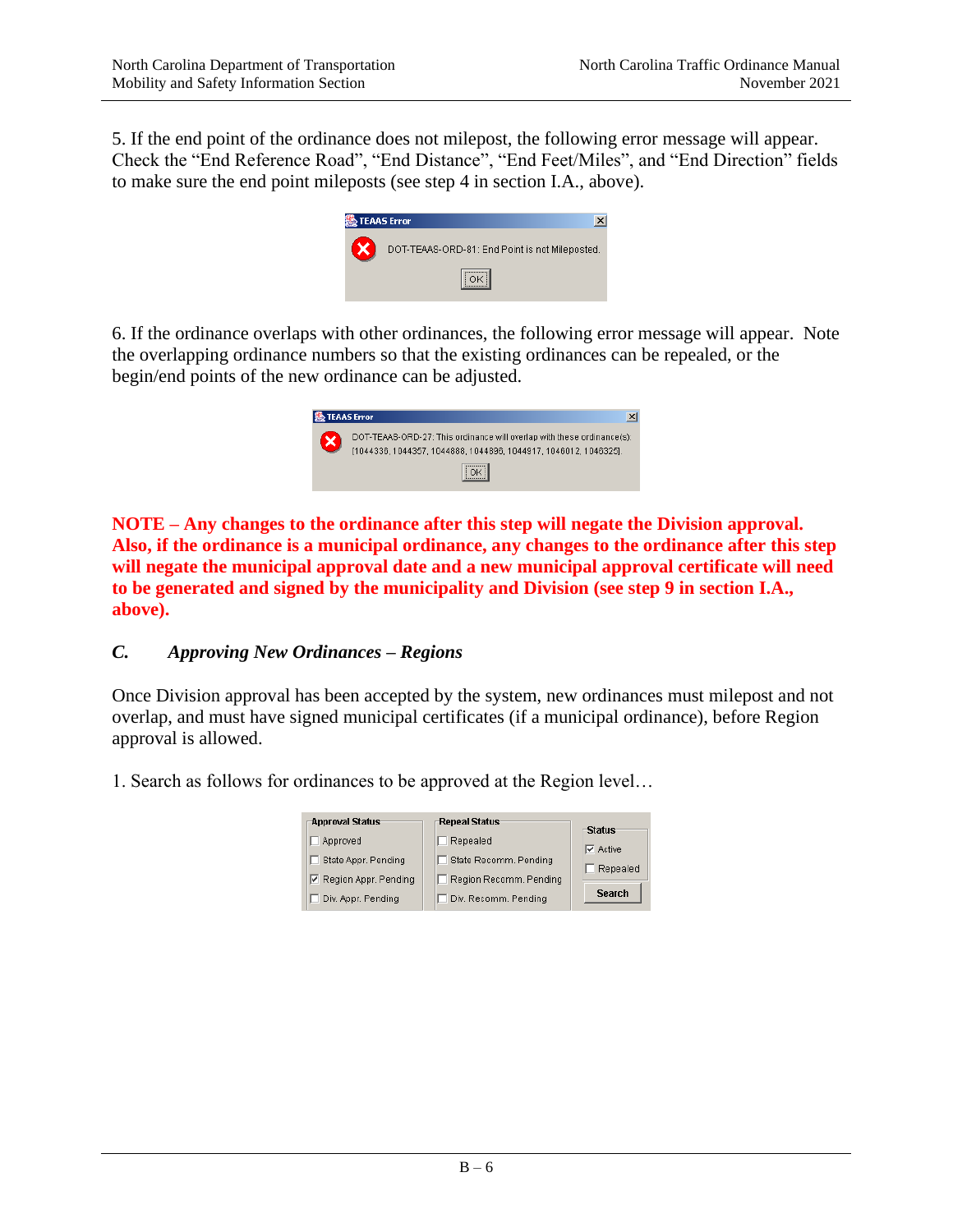5. If the end point of the ordinance does not milepost, the following error message will appear. Check the "End Reference Road", "End Distance", "End Feet/Miles", and "End Direction" fields to make sure the end point mileposts (see step 4 in section I.A., above).

6. If the ordinance overlaps with other ordinances, the following error message will appear. Note the overlapping ordinance numbers so that the existing ordinances can be repealed, or the begin/end points of the new ordinance can be adjusted.

**NOTE – Any changes to the ordinance after this step will negate the Division approval. Also, if the ordinance is a municipal ordinance, any changes to the ordinance after this step will negate the municipal approval date and a new municipal approval certificate will need to be generated and signed by the municipality and Division (see step 9 in section I.A., above).**

### *C. Approving New Ordinances – Regions*

Once Division approval has been accepted by the system, new ordinances must milepost and not overlap, and must have signed municipal certificates (if a municipal ordinance), before Region approval is allowed.

1. Search as follows for ordinances to be approved at the Region level…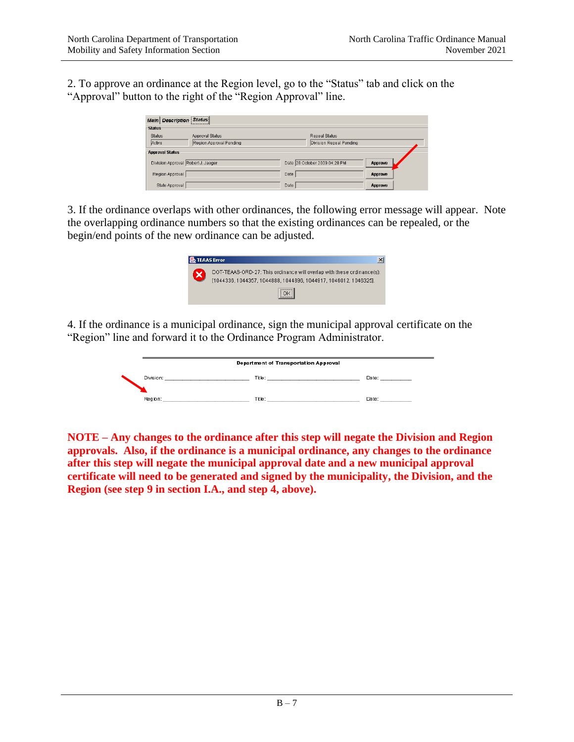2. To approve an ordinance at the Region level, go to the "Status" tab and click on the "Approval" button to the right of the "Region Approval" line.

3. If the ordinance overlaps with other ordinances, the following error message will appear. Note the overlapping ordinance numbers so that the existing ordinances can be repealed, or the begin/end points of the new ordinance can be adjusted.

4. If the ordinance is a municipal ordinance, sign the municipal approval certificate on the "Region" line and forward it to the Ordinance Program Administrator.

**NOTE – Any changes to the ordinance after this step will negate the Division and Region approvals. Also, if the ordinance is a municipal ordinance, any changes to the ordinance after this step will negate the municipal approval date and a new municipal approval certificate will need to be generated and signed by the municipality, the Division, and the Region (see step 9 in section I.A., and step 4, above).**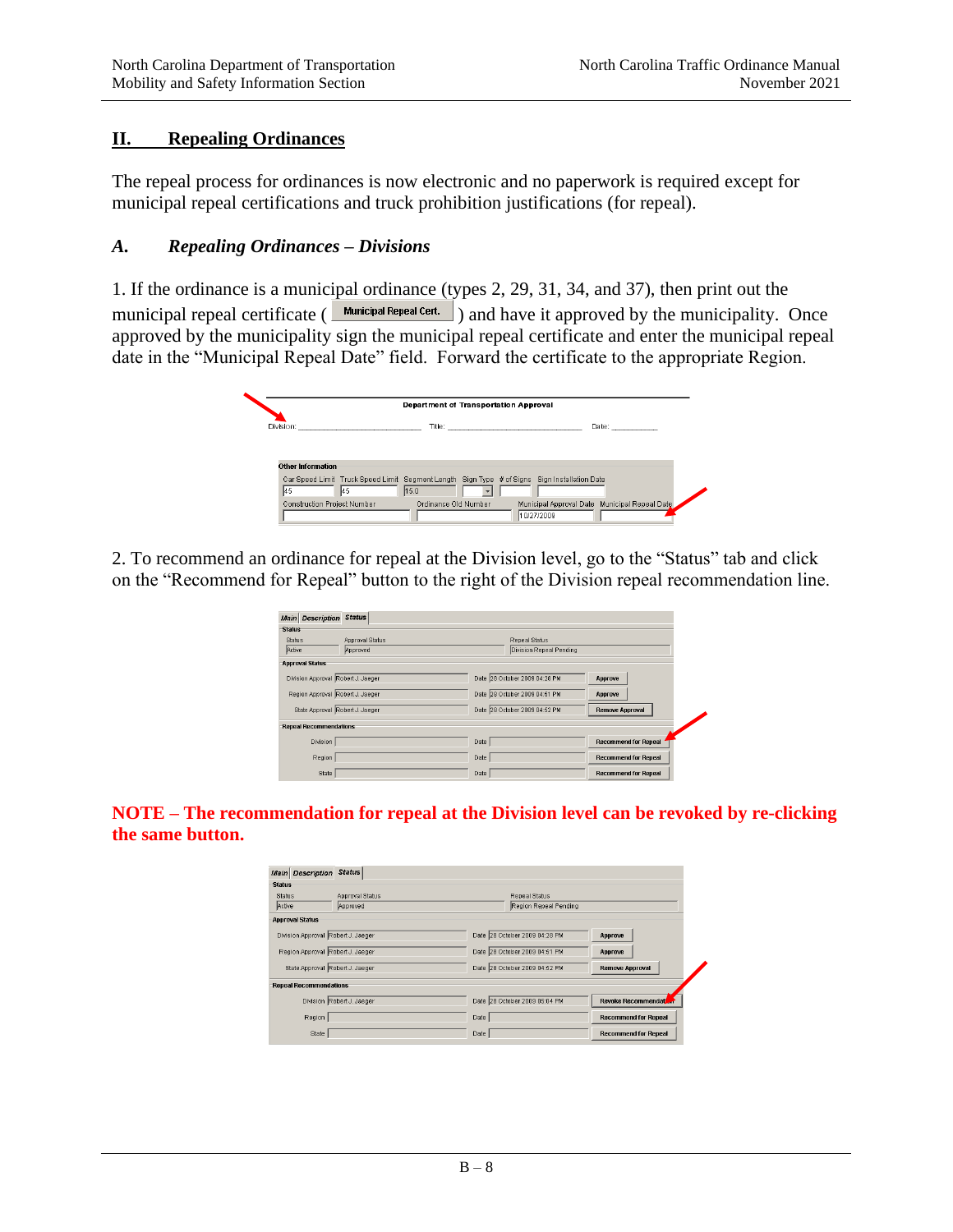## II. Repealing Ordinances

The repeal process for ordinances is now electronic and no paperwork is required except for municipal repeal certifications and truck prohibition justifications (for repeal).

### *A. Repealing Ordinances – Divisions*

1. If the ordinance is a municipal ordinance (types 2, 29, 31, 34, and 37), then print out the municipal repeal certificate ( Municipal Repeal Cert. ) and have it approved by the municipality. Once approved by the municipality sign the municipal repeal certificate and enter the municipal repeal date in the "Municipal Repeal Date" field. Forward the certificate to the appropriate Region.

2. To recommend an ordinance for repeal at the Division level, go to the "Status" tab and click on the "Recommend for Repeal" button to the right of the Division repeal recommendation line.

**NOTE – The recommendation for repeal at the Division level can be revoked by re-clicking the same button.**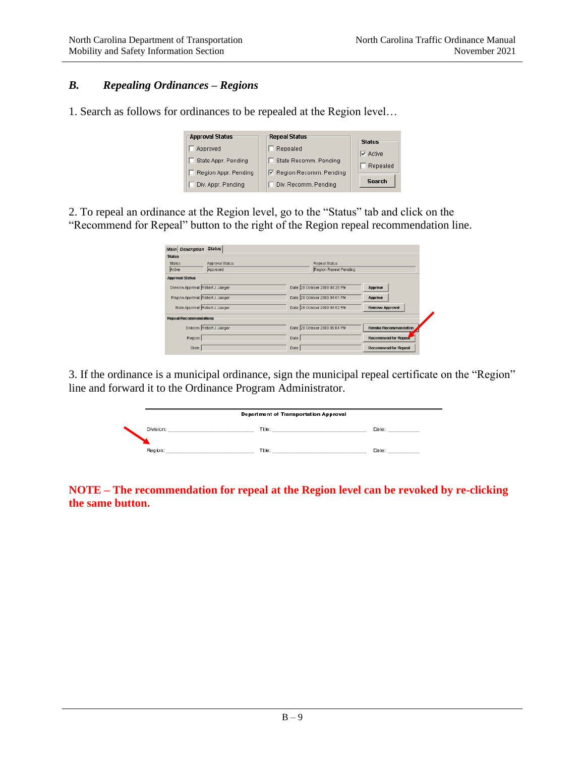## *B. Repealing Ordinances – Regions*

1. Search as follows for ordinances to be repealed at the Region level…

2. To repeal an ordinance at the Region level, go to the "Status" tab and click on the "Recommend for Repeal" button to the right of the Region repeal recommendation line.

3. If the ordinance is a municipal ordinance, sign the municipal repeal certificate on the "Region" line and forward it to the Ordinance Program Administrator.

**NOTE – The recommendation for repeal at the Region level can be revoked by re-clicking the same button.**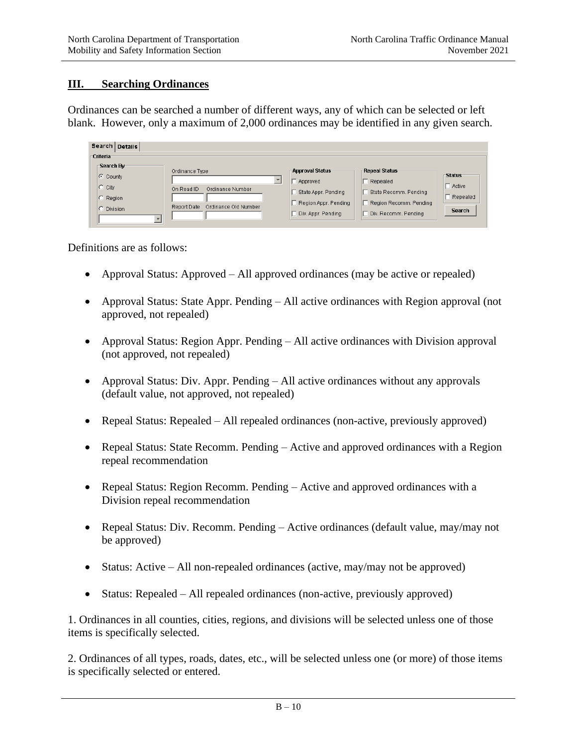## III. Searching Ordinances

Ordinances can be searched a number of different ways, any of which can be selected or left blank. However, only a maximum of 2,000 ordinances may be identified in any given search.

Definitions are as follows:

- Approval Status: Approved – All approved ordinances (may be active or repealed)
- Approval Status: State Appr. Pending – All active ordinances with Region approval (not approved, not repealed)
- Approval Status: Region Appr. Pending – All active ordinances with Division approval (not approved, not repealed)
- Approval Status: Div. Appr. Pending – All active ordinances without any approvals (default value, not approved, not repealed)
- Repeal Status: Repealed – All repealed ordinances (non-active, previously approved)
- Repeal Status: State Recomm. Pending – Active and approved ordinances with a Region repeal recommendation
- Repeal Status: Region Recomm. Pending – Active and approved ordinances with a Division repeal recommendation
- Repeal Status: Div. Recomm. Pending – Active ordinances (default value, may/may not be approved)
- Status: Active – All non-repealed ordinances (active, may/may not be approved)
- Status: Repealed – All repealed ordinances (non-active, previously approved)

1. Ordinances in all counties, cities, regions, and divisions will be selected unless one of those items is specifically selected.

2. Ordinances of all types, roads, dates, etc., will be selected unless one (or more) of those items is specifically selected or entered.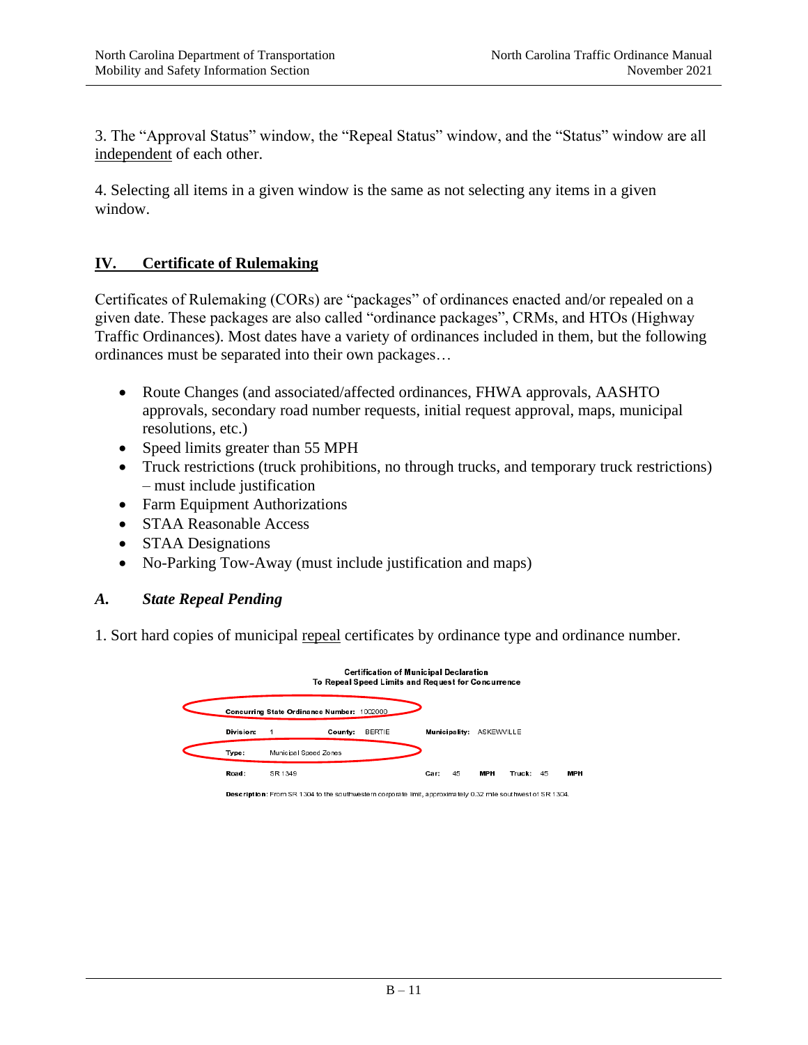3. The “Approval Status” window, the “Repeal Status” window, and the “Status” window are all independent of each other.

4. Selecting all items in a given window is the same as not selecting any items in a given window.

## IV. Certificate of Rulemaking

Certificates of Rulemaking (CORs) are “packages” of ordinances enacted and/or repealed on a given date. These packages are also called “ordinance packages”, CRMs, and HTOs (Highway Traffic Ordinances). Most dates have a variety of ordinances included in them, but the following ordinances must be separated into their own packages…

- Route Changes (and associated/affected ordinances, FHWA approvals, AASHTO approvals, secondary road number requests, initial request approval, maps, municipal resolutions, etc.)
- Speed limits greater than 55 MPH
- Truck restrictions (truck prohibitions, no through trucks, and temporary truck restrictions) – must include justification
- Farm Equipment Authorizations
- STAA Reasonable Access
- STAA Designations
- No-Parking Tow-Away (must include justification and maps)

### *A. State Repeal Pending*

1. Sort hard copies of municipal repeal certificates by ordinance type and ordinance number.

**Certification of Municipal Declaration**
**To Repeal Speed Limits and Request for Concurrence**

**Concurring State Ordinance Number:** 1002000

**Division:** 1 **County:** BERTIE **Municipality:** ASKEWVILLE

**Type:** Municipal Speed Zones

**Road:** SR 1349 **Car:** 45 **MPH** **Truck:** 45 **MPH**

**Description:** From SR 1304 to the southwestern corporate limit, approximately 0.32 mile southwest of SR 1304.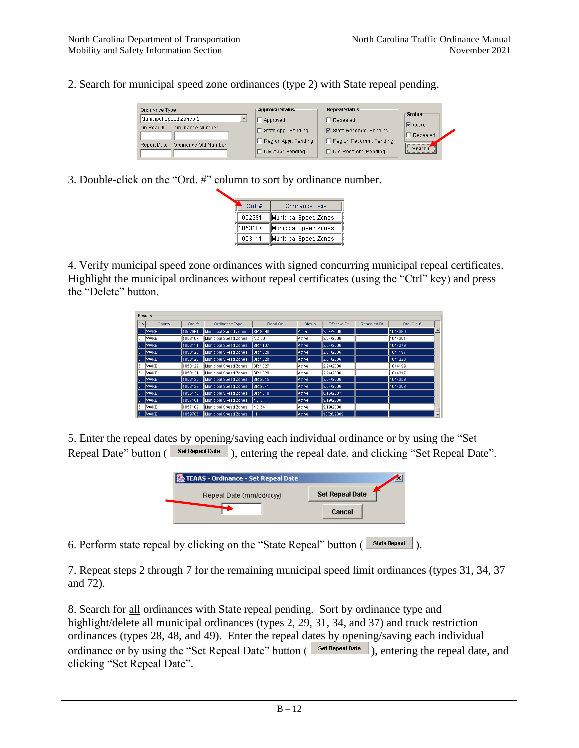2. Search for municipal speed zone ordinances (type 2) with State repeal pending.

3. Double-click on the “Ord. #” column to sort by ordinance number.

4. Verify municipal speed zone ordinances with signed concurring municipal repeal certificates. Highlight the municipal ordinances without repeal certificates (using the “Ctrl” key) and press the “Delete” button.

5. Enter the repeal dates by opening/saving each individual ordinance or by using the “Set Repeal Date” button ( Set Repeal Date ), entering the repeal date, and clicking “Set Repeal Date”.

6. Perform state repeal by clicking on the “State Repeal” button ( State Repeal ).

7. Repeat steps 2 through 7 for the remaining municipal speed limit ordinances (types 31, 34, 37 and 72).

8. Search for <u>all</u> ordinances with State repeal pending. Sort by ordinance type and highlight/delete <u>all</u> municipal ordinances (types 2, 29, 31, 34, and 37) and truck restriction ordinances (types 28, 48, and 49). Enter the repeal dates by opening/saving each individual ordinance or by using the “Set Repeal Date” button ( Set Repeal Date ), entering the repeal date, and clicking “Set Repeal Date”.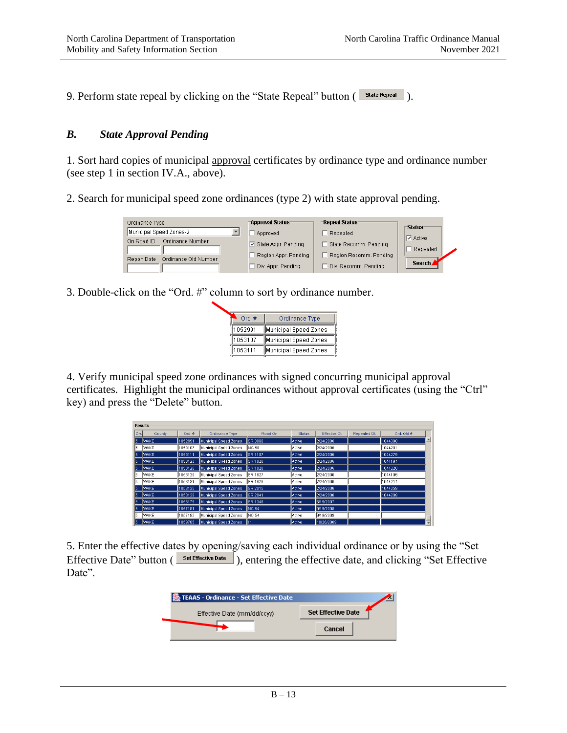9. Perform state repeal by clicking on the “State Repeal” button ( State Repeal ).

### *B. State Approval Pending*

1. Sort hard copies of municipal approval certificates by ordinance type and ordinance number (see step 1 in section IV.A., above).

2. Search for municipal speed zone ordinances (type 2) with state approval pending.

3. Double-click on the “Ord. #” column to sort by ordinance number.

4. Verify municipal speed zone ordinances with signed concurring municipal approval certificates. Highlight the municipal ordinances without approval certificates (using the “Ctrl” key) and press the “Delete” button.

5. Enter the effective dates by opening/saving each individual ordinance or by using the “Set Effective Date” button ( Set Effective Date ), entering the effective date, and clicking “Set Effective Date”.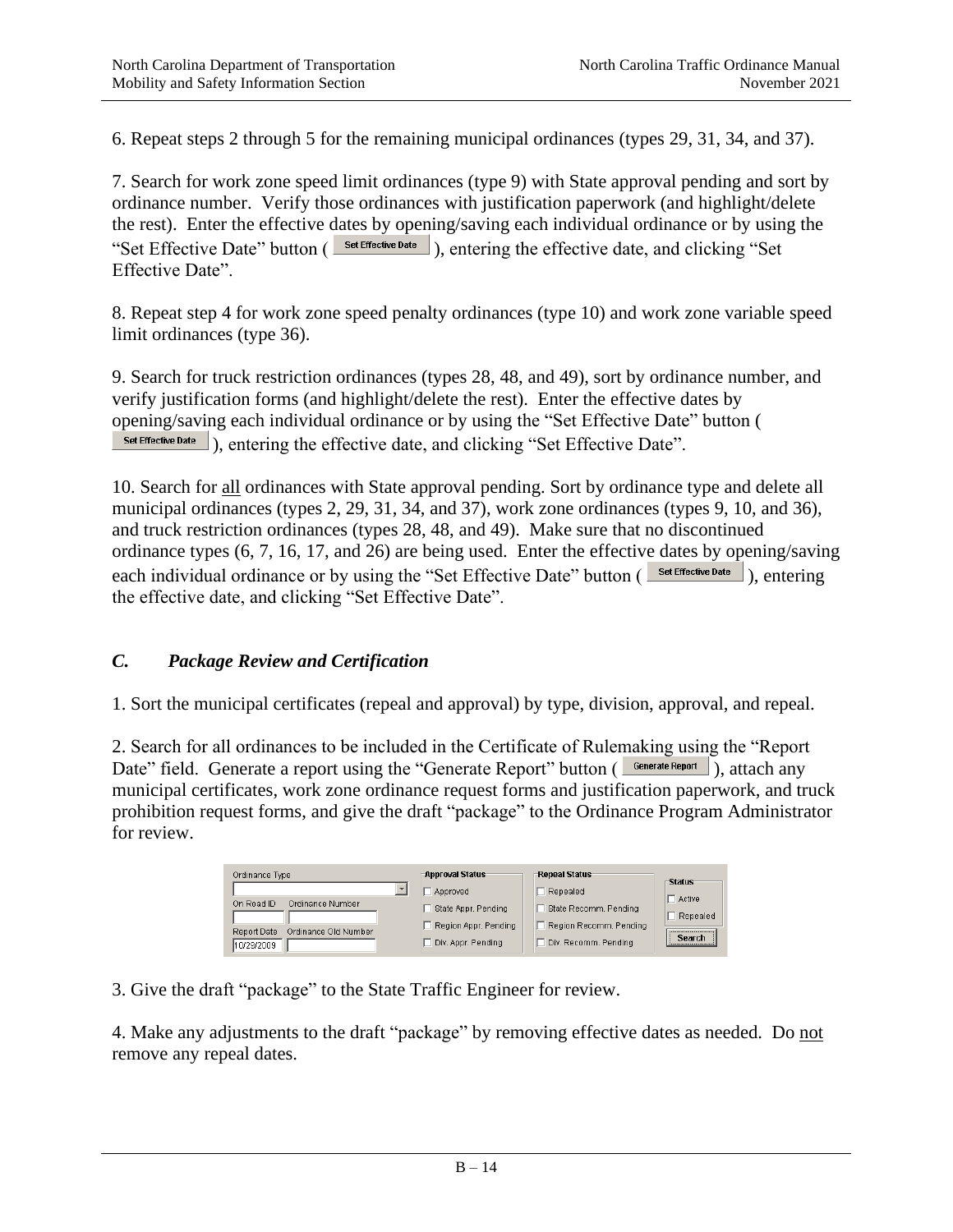6. Repeat steps 2 through 5 for the remaining municipal ordinances (types 29, 31, 34, and 37).

7. Search for work zone speed limit ordinances (type 9) with State approval pending and sort by ordinance number. Verify those ordinances with justification paperwork (and highlight/delete the rest). Enter the effective dates by opening/saving each individual ordinance or by using the "Set Effective Date" button ( Set Effective Date ), entering the effective date, and clicking "Set Effective Date".

8. Repeat step 4 for work zone speed penalty ordinances (type 10) and work zone variable speed limit ordinances (type 36).

9. Search for truck restriction ordinances (types 28, 48, and 49), sort by ordinance number, and verify justification forms (and highlight/delete the rest). Enter the effective dates by opening/saving each individual ordinance or by using the "Set Effective Date" button ( Set Effective Date ), entering the effective date, and clicking "Set Effective Date".

10. Search for <u>all</u> ordinances with State approval pending. Sort by ordinance type and delete all municipal ordinances (types 2, 29, 31, 34, and 37), work zone ordinances (types 9, 10, and 36), and truck restriction ordinances (types 28, 48, and 49). Make sure that no discontinued ordinance types (6, 7, 16, 17, and 26) are being used. Enter the effective dates by opening/saving each individual ordinance or by using the "Set Effective Date" button ( Set Effective Date ), entering the effective date, and clicking "Set Effective Date".

## *C. Package Review and Certification*

1. Sort the municipal certificates (repeal and approval) by type, division, approval, and repeal.

2. Search for all ordinances to be included in the Certificate of Rulemaking using the "Report Date" field. Generate a report using the "Generate Report" button ( Generate Report ), attach any municipal certificates, work zone ordinance request forms and justification paperwork, and truck prohibition request forms, and give the draft "package" to the Ordinance Program Administrator for review.

| Ordinance Type | | Approval Status | Repeal Status | Status |
|---|---|---|---|---|
| On Road ID | Ordinance Number | ☐ Approved | ☐ Repealed | ☐ Active |
| Report Date | Ordinance Old Number | ☐ State Appr. Pending | ☐ State Recomm. Pending | ☐ Repealed |
| 10/29/2009 | | ☐ Region Appr. Pending | ☐ Region Recomm. Pending | Search |
| | | ☐ Div. Appr. Pending | ☐ Div. Recomm. Pending | |

3. Give the draft "package" to the State Traffic Engineer for review.

4. Make any adjustments to the draft "package" by removing effective dates as needed. Do <u>not</u> remove any repeal dates.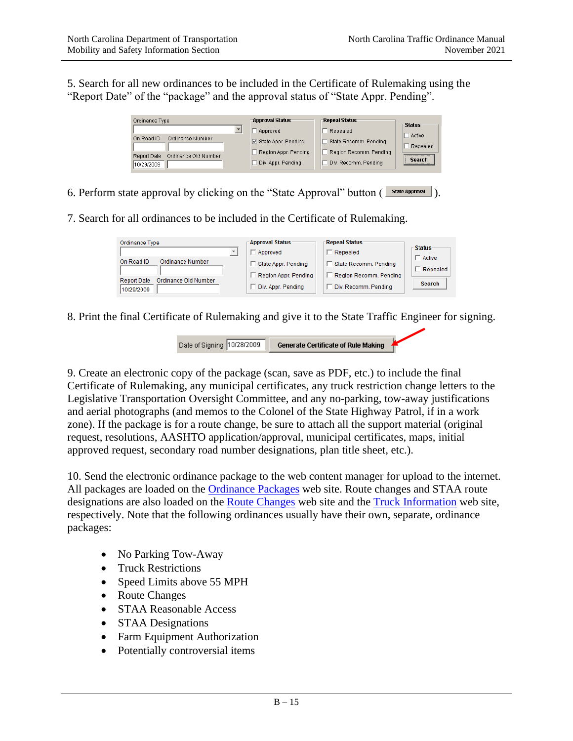5. Search for all new ordinances to be included in the Certificate of Rulemaking using the "Report Date" of the "package" and the approval status of "State Appr. Pending".

6. Perform state approval by clicking on the "State Approval" button ( State Approval ).

7. Search for all ordinances to be included in the Certificate of Rulemaking.

8. Print the final Certificate of Rulemaking and give it to the State Traffic Engineer for signing.

9. Create an electronic copy of the package (scan, save as PDF, etc.) to include the final Certificate of Rulemaking, any municipal certificates, any truck restriction change letters to the Legislative Transportation Oversight Committee, and any no-parking, tow-away justifications and aerial photographs (and memos to the Colonel of the State Highway Patrol, if in a work zone). If the package is for a route change, be sure to attach all the support material (original request, resolutions, AASHTO application/approval, municipal certificates, maps, initial approved request, secondary road number designations, plan title sheet, etc.).

10. Send the electronic ordinance package to the web content manager for upload to the internet. All packages are loaded on the Ordinance Packages web site. Route changes and STAA route designations are also loaded on the Route Changes web site and the Truck Information web site, respectively. Note that the following ordinances usually have their own, separate, ordinance packages:

- No Parking Tow-Away
- Truck Restrictions
- Speed Limits above 55 MPH
- Route Changes
- STAA Reasonable Access
- STAA Designations
- Farm Equipment Authorization
- Potentially controversial items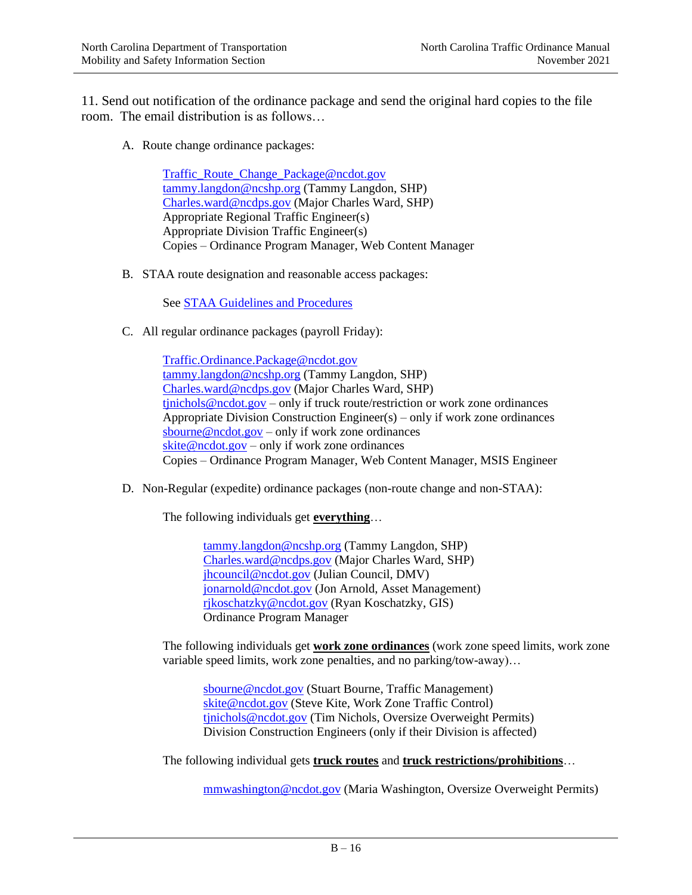11. Send out notification of the ordinance package and send the original hard copies to the file room. The email distribution is as follows…

A. Route change ordinance packages:

   Traffic_Route_Change_Package@ncdot.gov
   tammy.langdon@ncshp.org (Tammy Langdon, SHP)
   Charles.ward@ncdps.gov (Major Charles Ward, SHP)
   Appropriate Regional Traffic Engineer(s)
   Appropriate Division Traffic Engineer(s)
   Copies – Ordinance Program Manager, Web Content Manager

B. STAA route designation and reasonable access packages:

   See STAA Guidelines and Procedures

C. All regular ordinance packages (payroll Friday):

   Traffic.Ordinance.Package@ncdot.gov
   tammy.langdon@ncshp.org (Tammy Langdon, SHP)
   Charles.ward@ncdps.gov (Major Charles Ward, SHP)
   tjnichols@ncdot.gov – only if truck route/restriction or work zone ordinances
   Appropriate Division Construction Engineer(s) – only if work zone ordinances
   sbourne@ncdot.gov – only if work zone ordinances
   skite@ncdot.gov – only if work zone ordinances
   Copies – Ordinance Program Manager, Web Content Manager, MSIS Engineer

D. Non-Regular (expedite) ordinance packages (non-route change and non-STAA):

   The following individuals get **everything**…

   tammy.langdon@ncshp.org (Tammy Langdon, SHP)
   Charles.ward@ncdps.gov (Major Charles Ward, SHP)
   jhcouncil@ncdot.gov (Julian Council, DMV)
   jonarnold@ncdot.gov (Jon Arnold, Asset Management)
   rjkoschatzky@ncdot.gov (Ryan Koschatzky, GIS)
   Ordinance Program Manager

   The following individuals get **work zone ordinances** (work zone speed limits, work zone variable speed limits, work zone penalties, and no parking/tow-away)…

   sbourne@ncdot.gov (Stuart Bourne, Traffic Management)
   skite@ncdot.gov (Steve Kite, Work Zone Traffic Control)
   tjnichols@ncdot.gov (Tim Nichols, Oversize Overweight Permits)
   Division Construction Engineers (only if their Division is affected)

   The following individual gets **truck routes** and **truck restrictions/prohibitions**…

   mmwashington@ncdot.gov (Maria Washington, Oversize Overweight Permits)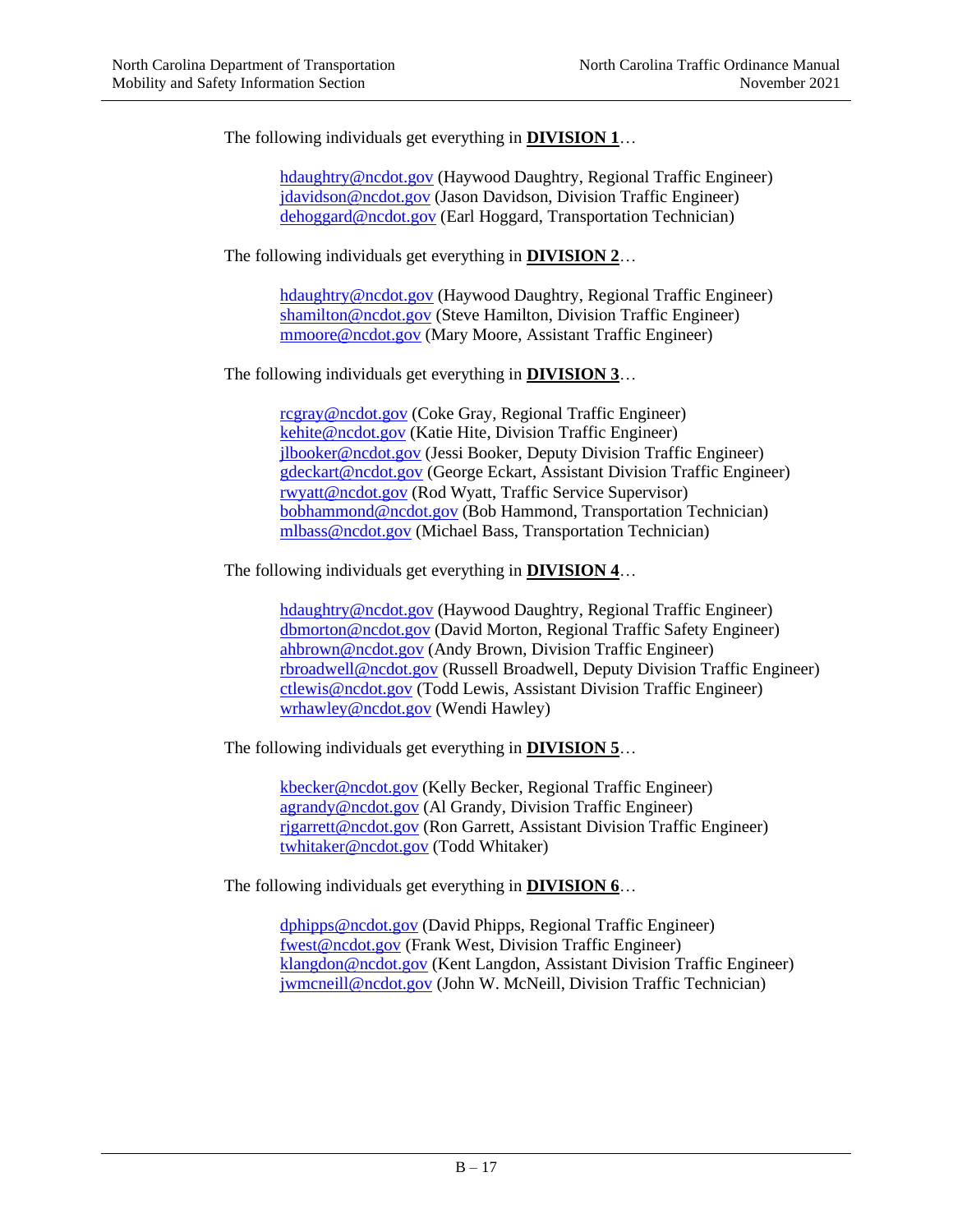The following individuals get everything in **DIVISION 1**…

> hdaughtry@ncdot.gov (Haywood Daughtry, Regional Traffic Engineer)
> jdavidson@ncdot.gov (Jason Davidson, Division Traffic Engineer)
> dehoggard@ncdot.gov (Earl Hoggard, Transportation Technician)

The following individuals get everything in **DIVISION 2**…

> hdaughtry@ncdot.gov (Haywood Daughtry, Regional Traffic Engineer)
> shamilton@ncdot.gov (Steve Hamilton, Division Traffic Engineer)
> mmoore@ncdot.gov (Mary Moore, Assistant Traffic Engineer)

The following individuals get everything in **DIVISION 3**…

> rcgray@ncdot.gov (Coke Gray, Regional Traffic Engineer)
> kehite@ncdot.gov (Katie Hite, Division Traffic Engineer)
> jlbooker@ncdot.gov (Jessi Booker, Deputy Division Traffic Engineer)
> gdeckart@ncdot.gov (George Eckart, Assistant Division Traffic Engineer)
> rwyatt@ncdot.gov (Rod Wyatt, Traffic Service Supervisor)
> bobhammond@ncdot.gov (Bob Hammond, Transportation Technician)
> mlbass@ncdot.gov (Michael Bass, Transportation Technician)

The following individuals get everything in **DIVISION 4**…

> hdaughtry@ncdot.gov (Haywood Daughtry, Regional Traffic Engineer)
> dbmorton@ncdot.gov (David Morton, Regional Traffic Safety Engineer)
> ahbrown@ncdot.gov (Andy Brown, Division Traffic Engineer)
> rbroadwell@ncdot.gov (Russell Broadwell, Deputy Division Traffic Engineer)
> ctlewis@ncdot.gov (Todd Lewis, Assistant Division Traffic Engineer)
> wrhawley@ncdot.gov (Wendi Hawley)

The following individuals get everything in **DIVISION 5**…

> kbecker@ncdot.gov (Kelly Becker, Regional Traffic Engineer)
> agrandy@ncdot.gov (Al Grandy, Division Traffic Engineer)
> rjgarrett@ncdot.gov (Ron Garrett, Assistant Division Traffic Engineer)
> twhitaker@ncdot.gov (Todd Whitaker)

The following individuals get everything in **DIVISION 6**…

> dphipps@ncdot.gov (David Phipps, Regional Traffic Engineer)
> fwest@ncdot.gov (Frank West, Division Traffic Engineer)
> klangdon@ncdot.gov (Kent Langdon, Assistant Division Traffic Engineer)
> jwmcneill@ncdot.gov (John W. McNeill, Division Traffic Technician)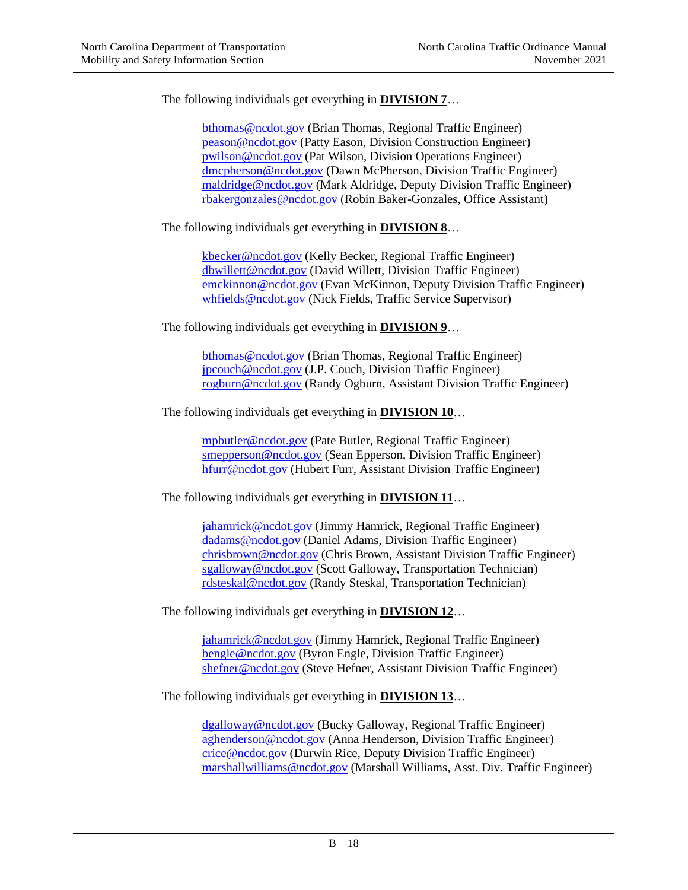The following individuals get everything in **DIVISION 7**…

> bthomas@ncdot.gov (Brian Thomas, Regional Traffic Engineer)
> peason@ncdot.gov (Patty Eason, Division Construction Engineer)
> pwilson@ncdot.gov (Pat Wilson, Division Operations Engineer)
> dmcpherson@ncdot.gov (Dawn McPherson, Division Traffic Engineer)
> maldridge@ncdot.gov (Mark Aldridge, Deputy Division Traffic Engineer)
> rbakergonzales@ncdot.gov (Robin Baker-Gonzales, Office Assistant)

The following individuals get everything in **DIVISION 8**…

> kbecker@ncdot.gov (Kelly Becker, Regional Traffic Engineer)
> dbwillett@ncdot.gov (David Willett, Division Traffic Engineer)
> emckinnon@ncdot.gov (Evan McKinnon, Deputy Division Traffic Engineer)
> whfields@ncdot.gov (Nick Fields, Traffic Service Supervisor)

The following individuals get everything in **DIVISION 9**…

> bthomas@ncdot.gov (Brian Thomas, Regional Traffic Engineer)
> jpcouch@ncdot.gov (J.P. Couch, Division Traffic Engineer)
> rogburn@ncdot.gov (Randy Ogburn, Assistant Division Traffic Engineer)

The following individuals get everything in **DIVISION 10**…

> mpbutler@ncdot.gov (Pate Butler, Regional Traffic Engineer)
> smepperson@ncdot.gov (Sean Epperson, Division Traffic Engineer)
> hfurr@ncdot.gov (Hubert Furr, Assistant Division Traffic Engineer)

The following individuals get everything in **DIVISION 11**…

> jahamrick@ncdot.gov (Jimmy Hamrick, Regional Traffic Engineer)
> dadams@ncdot.gov (Daniel Adams, Division Traffic Engineer)
> chrisbrown@ncdot.gov (Chris Brown, Assistant Division Traffic Engineer)
> sgalloway@ncdot.gov (Scott Galloway, Transportation Technician)
> rdsteskal@ncdot.gov (Randy Steskal, Transportation Technician)

The following individuals get everything in **DIVISION 12**…

> jahamrick@ncdot.gov (Jimmy Hamrick, Regional Traffic Engineer)
> bengle@ncdot.gov (Byron Engle, Division Traffic Engineer)
> shefner@ncdot.gov (Steve Hefner, Assistant Division Traffic Engineer)

The following individuals get everything in **DIVISION 13**…

> dgalloway@ncdot.gov (Bucky Galloway, Regional Traffic Engineer)
> aghenderson@ncdot.gov (Anna Henderson, Division Traffic Engineer)
> crice@ncdot.gov (Durwin Rice, Deputy Division Traffic Engineer)
> marshallwilliams@ncdot.gov (Marshall Williams, Asst. Div. Traffic Engineer)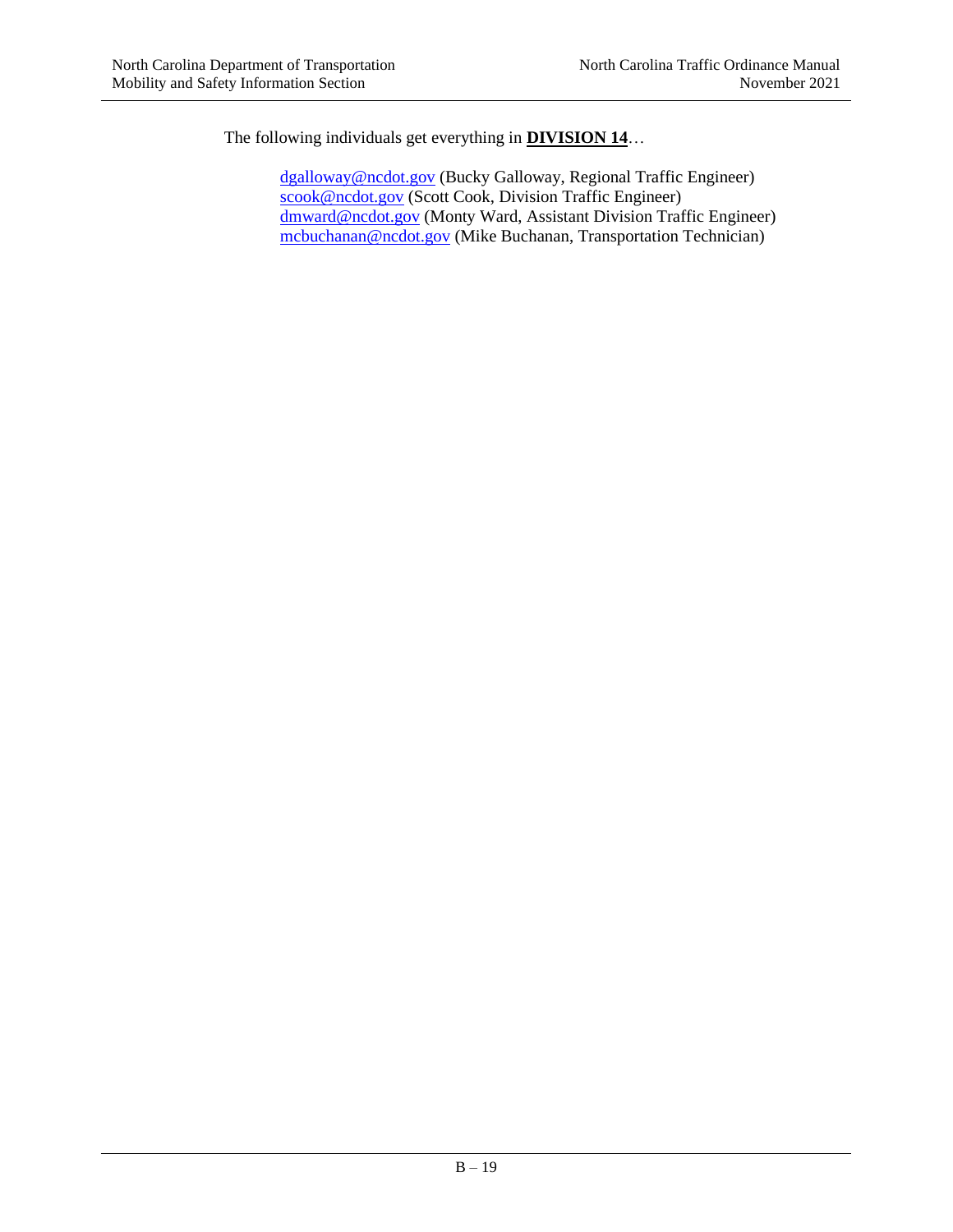The following individuals get everything in **DIVISION 14**…

dgalloway@ncdot.gov (Bucky Galloway, Regional Traffic Engineer)
scook@ncdot.gov (Scott Cook, Division Traffic Engineer)
dmward@ncdot.gov (Monty Ward, Assistant Division Traffic Engineer)
mcbuchanan@ncdot.gov (Mike Buchanan, Transportation Technician)